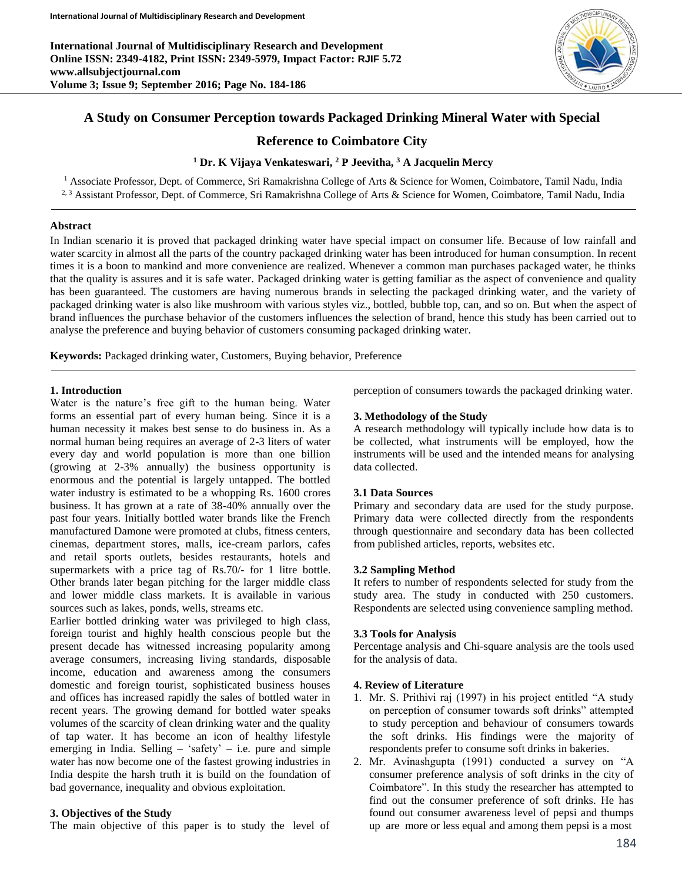# A Study on Consumer Perception towards Packaged Drinking Mineral Water with Special Reference to Coimbatore City

**[1] Dr. K Vijaya Venkateswari, [2] P Jeevitha, [3] A Jacquelin Mercy**

[1] Associate Professor, Dept. of Commerce, Sri Ramakrishna College of Arts & Science for Women, Coimbatore, Tamil Nadu, India
[2, 3] Assistant Professor, Dept. of Commerce, Sri Ramakrishna College of Arts & Science for Women, Coimbatore, Tamil Nadu, India

## Abstract

In Indian scenario it is proved that packaged drinking water have special impact on consumer life. Because of low rainfall and water scarcity in almost all the parts of the country packaged drinking water has been introduced for human consumption. In recent times it is a boon to mankind and more convenience are realized. Whenever a common man purchases packaged water, he thinks that the quality is assures and it is safe water. Packaged drinking water is getting familiar as the aspect of convenience and quality has been guaranteed. The customers are having numerous brands in selecting the packaged drinking water, and the variety of packaged drinking water is also like mushroom with various styles viz., bottled, bubble top, can, and so on. But when the aspect of brand influences the purchase behavior of the customers influences the selection of brand, hence this study has been carried out to analyse the preference and buying behavior of customers consuming packaged drinking water.

**Keywords:** Packaged drinking water, Customers, Buying behavior, Preference

## 1. Introduction

Water is the nature's free gift to the human being. Water forms an essential part of every human being. Since it is a human necessity it makes best sense to do business in. As a normal human being requires an average of 2-3 liters of water every day and world population is more than one billion (growing at 2-3% annually) the business opportunity is enormous and the potential is largely untapped. The bottled water industry is estimated to be a whopping Rs. 1600 crores business. It has grown at a rate of 38-40% annually over the past four years. Initially bottled water brands like the French manufactured Damone were promoted at clubs, fitness centers, cinemas, department stores, malls, ice-cream parlors, cafes and retail sports outlets, besides restaurants, hotels and supermarkets with a price tag of Rs.70/- for 1 litre bottle. Other brands later began pitching for the larger middle class and lower middle class markets. It is available in various sources such as lakes, ponds, wells, streams etc.

Earlier bottled drinking water was privileged to high class, foreign tourist and highly health conscious people but the present decade has witnessed increasing popularity among average consumers, increasing living standards, disposable income, education and awareness among the consumers domestic and foreign tourist, sophisticated business houses and offices has increased rapidly the sales of bottled water in recent years. The growing demand for bottled water speaks volumes of the scarcity of clean drinking water and the quality of tap water. It has become an icon of healthy lifestyle emerging in India. Selling – 'safety' – i.e. pure and simple water has now become one of the fastest growing industries in India despite the harsh truth it is build on the foundation of bad governance, inequality and obvious exploitation.

## 3. Objectives of the Study

The main objective of this paper is to study the level of perception of consumers towards the packaged drinking water.

## 3. Methodology of the Study

A research methodology will typically include how data is to be collected, what instruments will be employed, how the instruments will be used and the intended means for analysing data collected.

### 3.1 Data Sources

Primary and secondary data are used for the study purpose. Primary data were collected directly from the respondents through questionnaire and secondary data has been collected from published articles, reports, websites etc.

### 3.2 Sampling Method

It refers to number of respondents selected for study from the study area. The study in conducted with 250 customers. Respondents are selected using convenience sampling method.

### 3.3 Tools for Analysis

Percentage analysis and Chi-square analysis are the tools used for the analysis of data.

## 4. Review of Literature

1. Mr. S. Prithivi raj (1997) in his project entitled "A study on perception of consumer towards soft drinks" attempted to study perception and behaviour of consumers towards the soft drinks. His findings were the majority of respondents prefer to consume soft drinks in bakeries.
2. Mr. Avinashgupta (1991) conducted a survey on "A consumer preference analysis of soft drinks in the city of Coimbatore". In this study the researcher has attempted to find out the consumer preference of soft drinks. He has found out consumer awareness level of pepsi and thumps up are more or less equal and among them pepsi is a most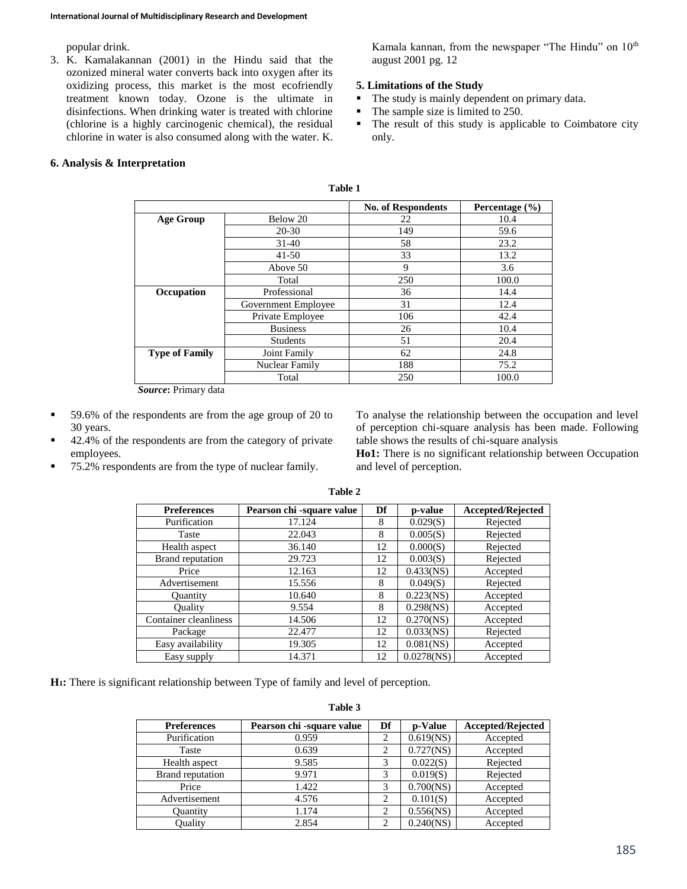popular drink.

3. K. Kamalakannan (2001) in the Hindu said that the ozonized mineral water converts back into oxygen after its oxidizing process, this market is the most ecofriendly treatment known today. Ozone is the ultimate in disinfections. When drinking water is treated with chlorine (chlorine is a highly carcinogenic chemical), the residual chlorine in water is also consumed along with the water. K. Kamala kannan, from the newspaper "The Hindu" on 10[th] august 2001 pg. 12

## 5. Limitations of the Study

- The study is mainly dependent on primary data.
- The sample size is limited to 250.
- The result of this study is applicable to Coimbatore city only.

## 6. Analysis & Interpretation

**Table 1**

| | | No. of Respondents | Percentage (%) |
|---|---|---|---|
| **Age Group** | Below 20 | 22 | 10.4 |
| | 20-30 | 149 | 59.6 |
| | 31-40 | 58 | 23.2 |
| | 41-50 | 33 | 13.2 |
| | Above 50 | 9 | 3.6 |
| | Total | 250 | 100.0 |
| **Occupation** | Professional | 36 | 14.4 |
| | Government Employee | 31 | 12.4 |
| | Private Employee | 106 | 42.4 |
| | Business | 26 | 10.4 |
| | Students | 51 | 20.4 |
| **Type of Family** | Joint Family | 62 | 24.8 |
| | Nuclear Family | 188 | 75.2 |
| | Total | 250 | 100.0 |

***Source*:** Primary data

- 59.6% of the respondents are from the age group of 20 to 30 years.
- 42.4% of the respondents are from the category of private employees.
- 75.2% respondents are from the type of nuclear family.

To analyse the relationship between the occupation and level of perception chi-square analysis has been made. Following table shows the results of chi-square analysis

**Ho1:** There is no significant relationship between Occupation and level of perception.

**Table 2**

| Preferences | Pearson chi -square value | Df | p-value | Accepted/Rejected |
|---|---|---|---|---|
| Purification | 17.124 | 8 | 0.029(S) | Rejected |
| Taste | 22.043 | 8 | 0.005(S) | Rejected |
| Health aspect | 36.140 | 12 | 0.000(S) | Rejected |
| Brand reputation | 29.723 | 12 | 0.003(S) | Rejected |
| Price | 12.163 | 12 | 0.433(NS) | Accepted |
| Advertisement | 15.556 | 8 | 0.049(S) | Rejected |
| Quantity | 10.640 | 8 | 0.223(NS) | Accepted |
| Quality | 9.554 | 8 | 0.298(NS) | Accepted |
| Container cleanliness | 14.506 | 12 | 0.270(NS) | Accepted |
| Package | 22.477 | 12 | 0.033(NS) | Rejected |
| Easy availability | 19.305 | 12 | 0.081(NS) | Accepted |
| Easy supply | 14.371 | 12 | 0.0278(NS) | Accepted |

**H1:** There is significant relationship between Type of family and level of perception.

**Table 3**

| Preferences | Pearson chi -square value | Df | p-Value | Accepted/Rejected |
|---|---|---|---|---|
| Purification | 0.959 | 2 | 0.619(NS) | Accepted |
| Taste | 0.639 | 2 | 0.727(NS) | Accepted |
| Health aspect | 9.585 | 3 | 0.022(S) | Rejected |
| Brand reputation | 9.971 | 3 | 0.019(S) | Rejected |
| Price | 1.422 | 3 | 0.700(NS) | Accepted |
| Advertisement | 4.576 | 2 | 0.101(S) | Accepted |
| Quantity | 1.174 | 2 | 0.556(NS) | Accepted |
| Quality | 2.854 | 2 | 0.240(NS) | Accepted |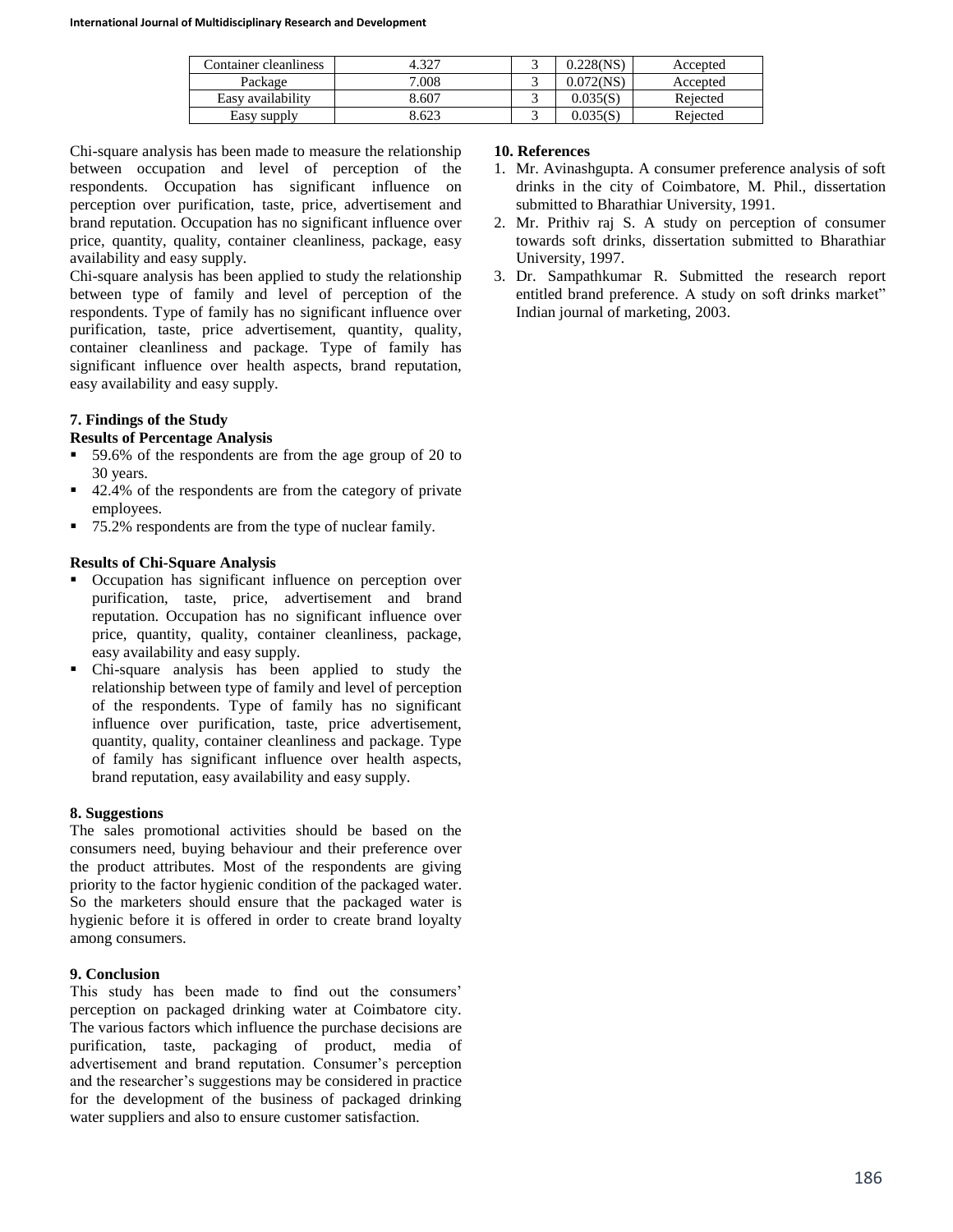| | | | | |
|---|---|---|---|---|
| Container cleanliness | 4.327 | 3 | 0.228(NS) | Accepted |
| Package | 7.008 | 3 | 0.072(NS) | Accepted |
| Easy availability | 8.607 | 3 | 0.035(S) | Rejected |
| Easy supply | 8.623 | 3 | 0.035(S) | Rejected |

Chi-square analysis has been made to measure the relationship between occupation and level of perception of the respondents. Occupation has significant influence on perception over purification, taste, price, advertisement and brand reputation. Occupation has no significant influence over price, quantity, quality, container cleanliness, package, easy availability and easy supply.

Chi-square analysis has been applied to study the relationship between type of family and level of perception of the respondents. Type of family has no significant influence over purification, taste, price advertisement, quantity, quality, container cleanliness and package. Type of family has significant influence over health aspects, brand reputation, easy availability and easy supply.

## 7. Findings of the Study

### Results of Percentage Analysis

- 59.6% of the respondents are from the age group of 20 to 30 years.
- 42.4% of the respondents are from the category of private employees.
- 75.2% respondents are from the type of nuclear family.

### Results of Chi-Square Analysis

- Occupation has significant influence on perception over purification, taste, price, advertisement and brand reputation. Occupation has no significant influence over price, quantity, quality, container cleanliness, package, easy availability and easy supply.
- Chi-square analysis has been applied to study the relationship between type of family and level of perception of the respondents. Type of family has no significant influence over purification, taste, price advertisement, quantity, quality, container cleanliness and package. Type of family has significant influence over health aspects, brand reputation, easy availability and easy supply.

## 8. Suggestions

The sales promotional activities should be based on the consumers need, buying behaviour and their preference over the product attributes. Most of the respondents are giving priority to the factor hygienic condition of the packaged water. So the marketers should ensure that the packaged water is hygienic before it is offered in order to create brand loyalty among consumers.

## 9. Conclusion

This study has been made to find out the consumers' perception on packaged drinking water at Coimbatore city. The various factors which influence the purchase decisions are purification, taste, packaging of product, media of advertisement and brand reputation. Consumer's perception and the researcher's suggestions may be considered in practice for the development of the business of packaged drinking water suppliers and also to ensure customer satisfaction.

## 10. References

1. Mr. Avinashgupta. A consumer preference analysis of soft drinks in the city of Coimbatore, M. Phil., dissertation submitted to Bharathiar University, 1991.
2. Mr. Prithiv raj S. A study on perception of consumer towards soft drinks, dissertation submitted to Bharathiar University, 1997.
3. Dr. Sampathkumar R. Submitted the research report entitled brand preference. A study on soft drinks market" Indian journal of marketing, 2003.